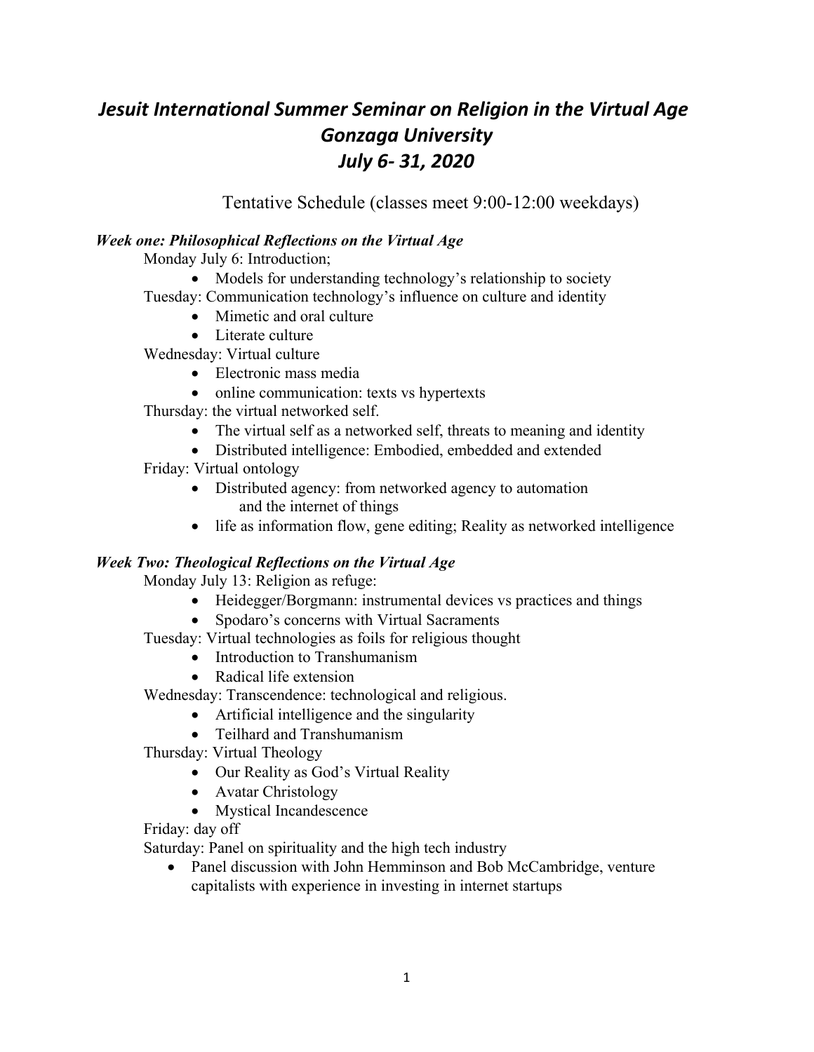# *Jesuit International Summer Seminar on Religion in the Virtual Age*
# *Gonzaga University*
# *July 6- 31, 2020*

Tentative Schedule (classes meet 9:00-12:00 weekdays)

### *Week one: Philosophical Reflections on the Virtual Age*

Monday July 6: Introduction;

- Models for understanding technology's relationship to society

Tuesday: Communication technology's influence on culture and identity

- Mimetic and oral culture
- Literate culture

Wednesday: Virtual culture

- Electronic mass media
- online communication: texts vs hypertexts

Thursday: the virtual networked self.

- The virtual self as a networked self, threats to meaning and identity
- Distributed intelligence: Embodied, embedded and extended

Friday: Virtual ontology

- Distributed agency: from networked agency to automation and the internet of things
- life as information flow, gene editing; Reality as networked intelligence

### *Week Two: Theological Reflections on the Virtual Age*

Monday July 13: Religion as refuge:

- Heidegger/Borgmann: instrumental devices vs practices and things
- Spodaro's concerns with Virtual Sacraments

Tuesday: Virtual technologies as foils for religious thought

- Introduction to Transhumanism
- Radical life extension

Wednesday: Transcendence: technological and religious.

- Artificial intelligence and the singularity
- Teilhard and Transhumanism

Thursday: Virtual Theology

- Our Reality as God's Virtual Reality
- Avatar Christology
- Mystical Incandescence

Friday: day off

Saturday: Panel on spirituality and the high tech industry

- Panel discussion with John Hemminson and Bob McCambridge, venture capitalists with experience in investing in internet startups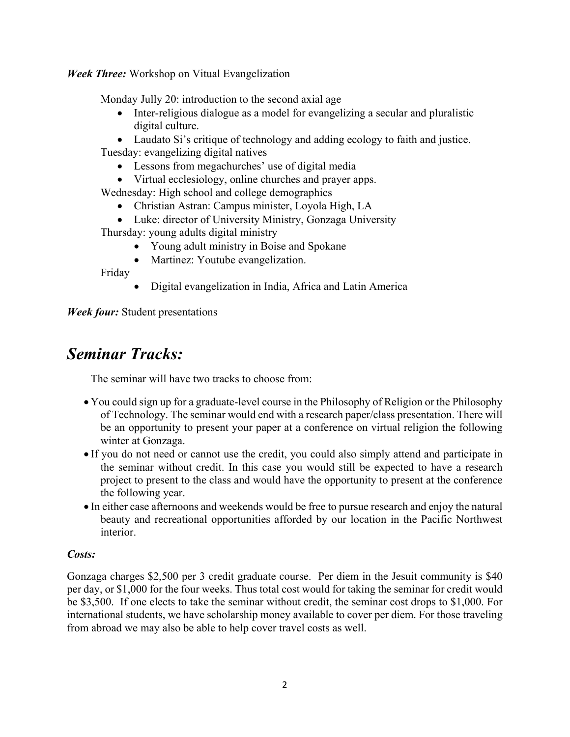***Week Three:*** Workshop on Vitual Evangelization

Monday Jully 20: introduction to the second axial age

- Inter-religious dialogue as a model for evangelizing a secular and pluralistic digital culture.
- Laudato Si's critique of technology and adding ecology to faith and justice.

Tuesday: evangelizing digital natives

- Lessons from megachurches' use of digital media
- Virtual ecclesiology, online churches and prayer apps.

Wednesday: High school and college demographics

- Christian Astran: Campus minister, Loyola High, LA
- Luke: director of University Ministry, Gonzaga University

Thursday: young adults digital ministry

- Young adult ministry in Boise and Spokane
- Martinez: Youtube evangelization.

Friday

- Digital evangelization in India, Africa and Latin America

***Week four:*** Student presentations

# *Seminar Tracks:*

The seminar will have two tracks to choose from:

- You could sign up for a graduate-level course in the Philosophy of Religion or the Philosophy of Technology. The seminar would end with a research paper/class presentation. There will be an opportunity to present your paper at a conference on virtual religion the following winter at Gonzaga.
- If you do not need or cannot use the credit, you could also simply attend and participate in the seminar without credit. In this case you would still be expected to have a research project to present to the class and would have the opportunity to present at the conference the following year.
- In either case afternoons and weekends would be free to pursue research and enjoy the natural beauty and recreational opportunities afforded by our location in the Pacific Northwest interior.

***Costs:***

Gonzaga charges $2,500 per 3 credit graduate course. Per diem in the Jesuit community is $40 per day, or $1,000 for the four weeks. Thus total cost would for taking the seminar for credit would be $3,500. If one elects to take the seminar without credit, the seminar cost drops to $1,000. For international students, we have scholarship money available to cover per diem. For those traveling from abroad we may also be able to help cover travel costs as well.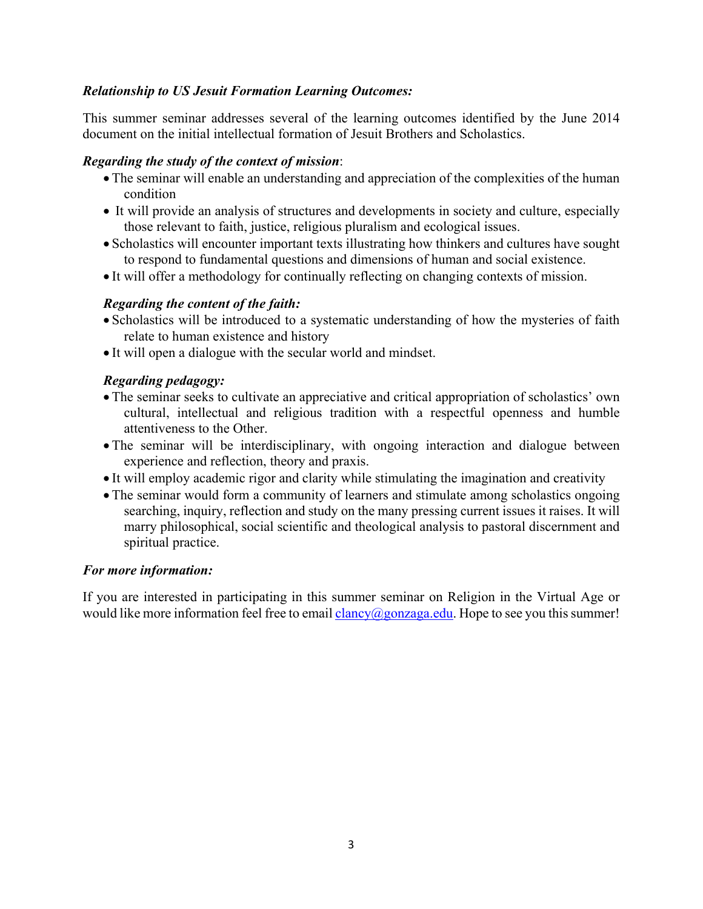***Relationship to US Jesuit Formation Learning Outcomes:***

This summer seminar addresses several of the learning outcomes identified by the June 2014 document on the initial intellectual formation of Jesuit Brothers and Scholastics.

***Regarding the study of the context of mission***:

- The seminar will enable an understanding and appreciation of the complexities of the human condition
- It will provide an analysis of structures and developments in society and culture, especially those relevant to faith, justice, religious pluralism and ecological issues.
- Scholastics will encounter important texts illustrating how thinkers and cultures have sought to respond to fundamental questions and dimensions of human and social existence.
- It will offer a methodology for continually reflecting on changing contexts of mission.

***Regarding the content of the faith:***

- Scholastics will be introduced to a systematic understanding of how the mysteries of faith relate to human existence and history
- It will open a dialogue with the secular world and mindset.

***Regarding pedagogy:***

- The seminar seeks to cultivate an appreciative and critical appropriation of scholastics' own cultural, intellectual and religious tradition with a respectful openness and humble attentiveness to the Other.
- The seminar will be interdisciplinary, with ongoing interaction and dialogue between experience and reflection, theory and praxis.
- It will employ academic rigor and clarity while stimulating the imagination and creativity
- The seminar would form a community of learners and stimulate among scholastics ongoing searching, inquiry, reflection and study on the many pressing current issues it raises. It will marry philosophical, social scientific and theological analysis to pastoral discernment and spiritual practice.

***For more information:***

If you are interested in participating in this summer seminar on Religion in the Virtual Age or would like more information feel free to email clancy@gonzaga.edu. Hope to see you this summer!